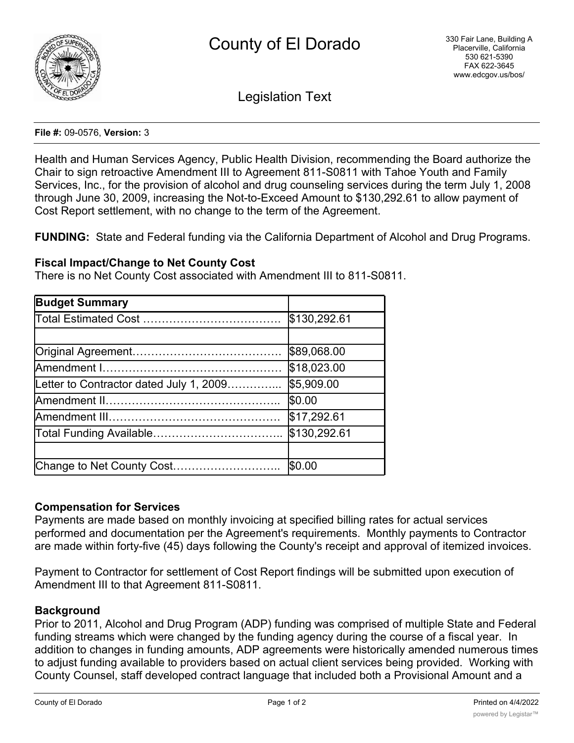# County of El Dorado

330 Fair Lane, Building A
Placerville, California
530 621-5390
FAX 622-3645
www.edcgov.us/bos/

## Legislation Text

**File #:** 09-0576, **Version:** 3

Health and Human Services Agency, Public Health Division, recommending the Board authorize the Chair to sign retroactive Amendment III to Agreement 811-S0811 with Tahoe Youth and Family Services, Inc., for the provision of alcohol and drug counseling services during the term July 1, 2008 through June 30, 2009, increasing the Not-to-Exceed Amount to $130,292.61 to allow payment of Cost Report settlement, with no change to the term of the Agreement.

**FUNDING:** State and Federal funding via the California Department of Alcohol and Drug Programs.

**Fiscal Impact/Change to Net County Cost**
There is no Net County Cost associated with Amendment III to 811-S0811.

| **Budget Summary** | |
|---|---|
| Total Estimated Cost ………………………………. | $130,292.61 |
| | |
| Original Agreement…………………………………. | $89,068.00 |
| Amendment I………………………………………… | $18,023.00 |
| Letter to Contractor dated July 1, 2009………….... | $5,909.00 |
| Amendment II……………………………………….. | $0.00 |
| Amendment III………………………………………. | $17,292.61 |
| Total Funding Available…………………………….. | $130,292.61 |
| | |
| Change to Net County Cost……………………….. | $0.00 |

**Compensation for Services**
Payments are made based on monthly invoicing at specified billing rates for actual services performed and documentation per the Agreement's requirements. Monthly payments to Contractor are made within forty-five (45) days following the County's receipt and approval of itemized invoices.

Payment to Contractor for settlement of Cost Report findings will be submitted upon execution of Amendment III to that Agreement 811-S0811.

**Background**
Prior to 2011, Alcohol and Drug Program (ADP) funding was comprised of multiple State and Federal funding streams which were changed by the funding agency during the course of a fiscal year. In addition to changes in funding amounts, ADP agreements were historically amended numerous times to adjust funding available to providers based on actual client services being provided. Working with County Counsel, staff developed contract language that included both a Provisional Amount and a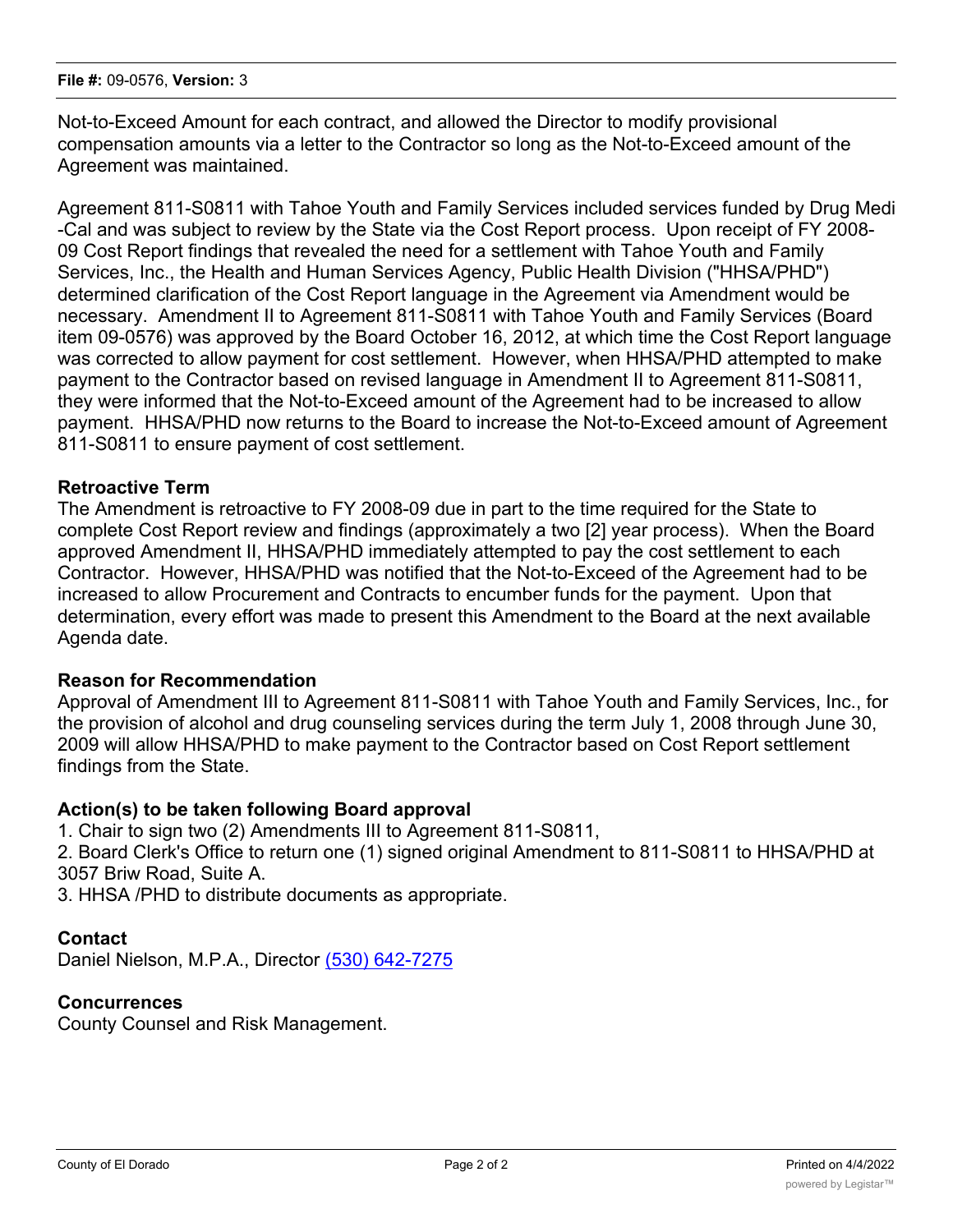Not-to-Exceed Amount for each contract, and allowed the Director to modify provisional compensation amounts via a letter to the Contractor so long as the Not-to-Exceed amount of the Agreement was maintained.

Agreement 811-S0811 with Tahoe Youth and Family Services included services funded by Drug Medi-Cal and was subject to review by the State via the Cost Report process. Upon receipt of FY 2008-09 Cost Report findings that revealed the need for a settlement with Tahoe Youth and Family Services, Inc., the Health and Human Services Agency, Public Health Division ("HHSA/PHD") determined clarification of the Cost Report language in the Agreement via Amendment would be necessary. Amendment II to Agreement 811-S0811 with Tahoe Youth and Family Services (Board item 09-0576) was approved by the Board October 16, 2012, at which time the Cost Report language was corrected to allow payment for cost settlement. However, when HHSA/PHD attempted to make payment to the Contractor based on revised language in Amendment II to Agreement 811-S0811, they were informed that the Not-to-Exceed amount of the Agreement had to be increased to allow payment. HHSA/PHD now returns to the Board to increase the Not-to-Exceed amount of Agreement 811-S0811 to ensure payment of cost settlement.

**Retroactive Term**

The Amendment is retroactive to FY 2008-09 due in part to the time required for the State to complete Cost Report review and findings (approximately a two [2] year process). When the Board approved Amendment II, HHSA/PHD immediately attempted to pay the cost settlement to each Contractor. However, HHSA/PHD was notified that the Not-to-Exceed of the Agreement had to be increased to allow Procurement and Contracts to encumber funds for the payment. Upon that determination, every effort was made to present this Amendment to the Board at the next available Agenda date.

**Reason for Recommendation**

Approval of Amendment III to Agreement 811-S0811 with Tahoe Youth and Family Services, Inc., for the provision of alcohol and drug counseling services during the term July 1, 2008 through June 30, 2009 will allow HHSA/PHD to make payment to the Contractor based on Cost Report settlement findings from the State.

**Action(s) to be taken following Board approval**

1. Chair to sign two (2) Amendments III to Agreement 811-S0811,
2. Board Clerk's Office to return one (1) signed original Amendment to 811-S0811 to HHSA/PHD at 3057 Briw Road, Suite A.
3. HHSA /PHD to distribute documents as appropriate.

**Contact**

Daniel Nielson, M.P.A., Director (530) 642-7275

**Concurrences**

County Counsel and Risk Management.